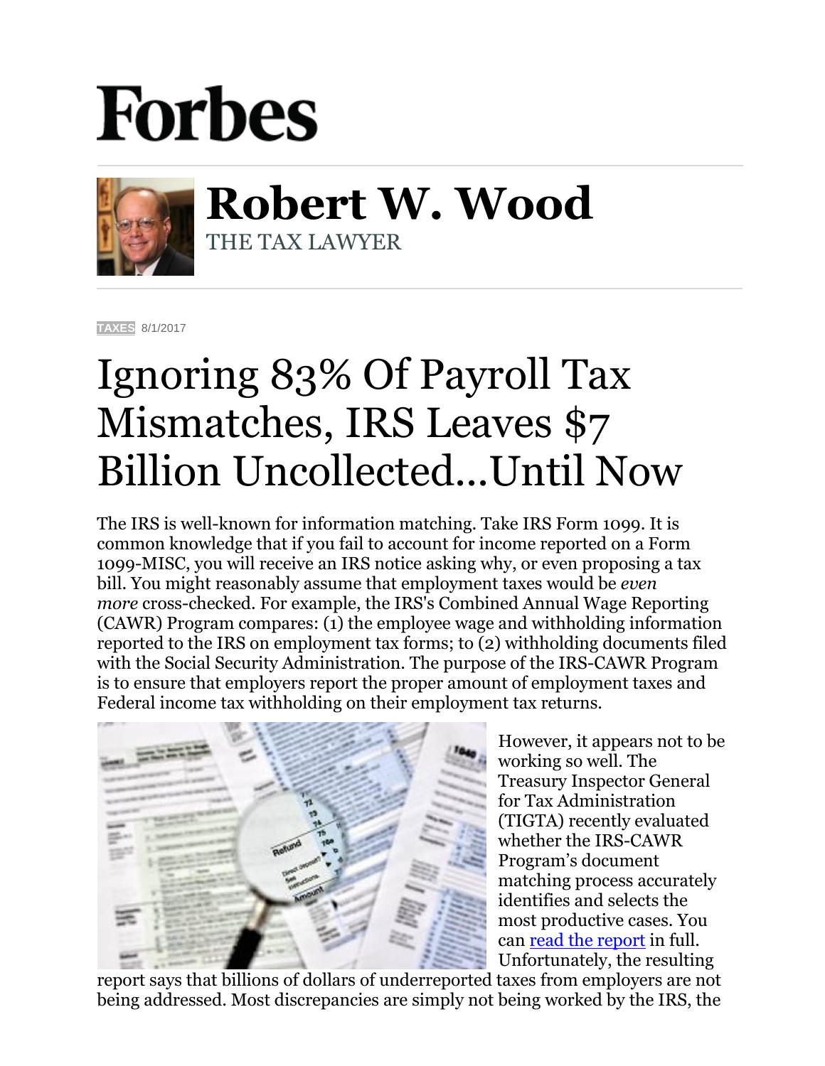Forbes

**Robert W. Wood**
THE TAX LAWYER

TAXES 8/1/2017

# Ignoring 83% Of Payroll Tax Mismatches, IRS Leaves $7 Billion Uncollected...Until Now

The IRS is well-known for information matching. Take IRS Form 1099. It is common knowledge that if you fail to account for income reported on a Form 1099-MISC, you will receive an IRS notice asking why, or even proposing a tax bill. You might reasonably assume that employment taxes would be *even more* cross-checked. For example, the IRS's Combined Annual Wage Reporting (CAWR) Program compares: (1) the employee wage and withholding information reported to the IRS on employment tax forms; to (2) withholding documents filed with the Social Security Administration. The purpose of the IRS-CAWR Program is to ensure that employers report the proper amount of employment taxes and Federal income tax withholding on their employment tax returns.

However, it appears not to be working so well. The Treasury Inspector General for Tax Administration (TIGTA) recently evaluated whether the IRS-CAWR Program's document matching process accurately identifies and selects the most productive cases. You can read the report in full. Unfortunately, the resulting report says that billions of dollars of underreported taxes from employers are not being addressed. Most discrepancies are simply not being worked by the IRS, the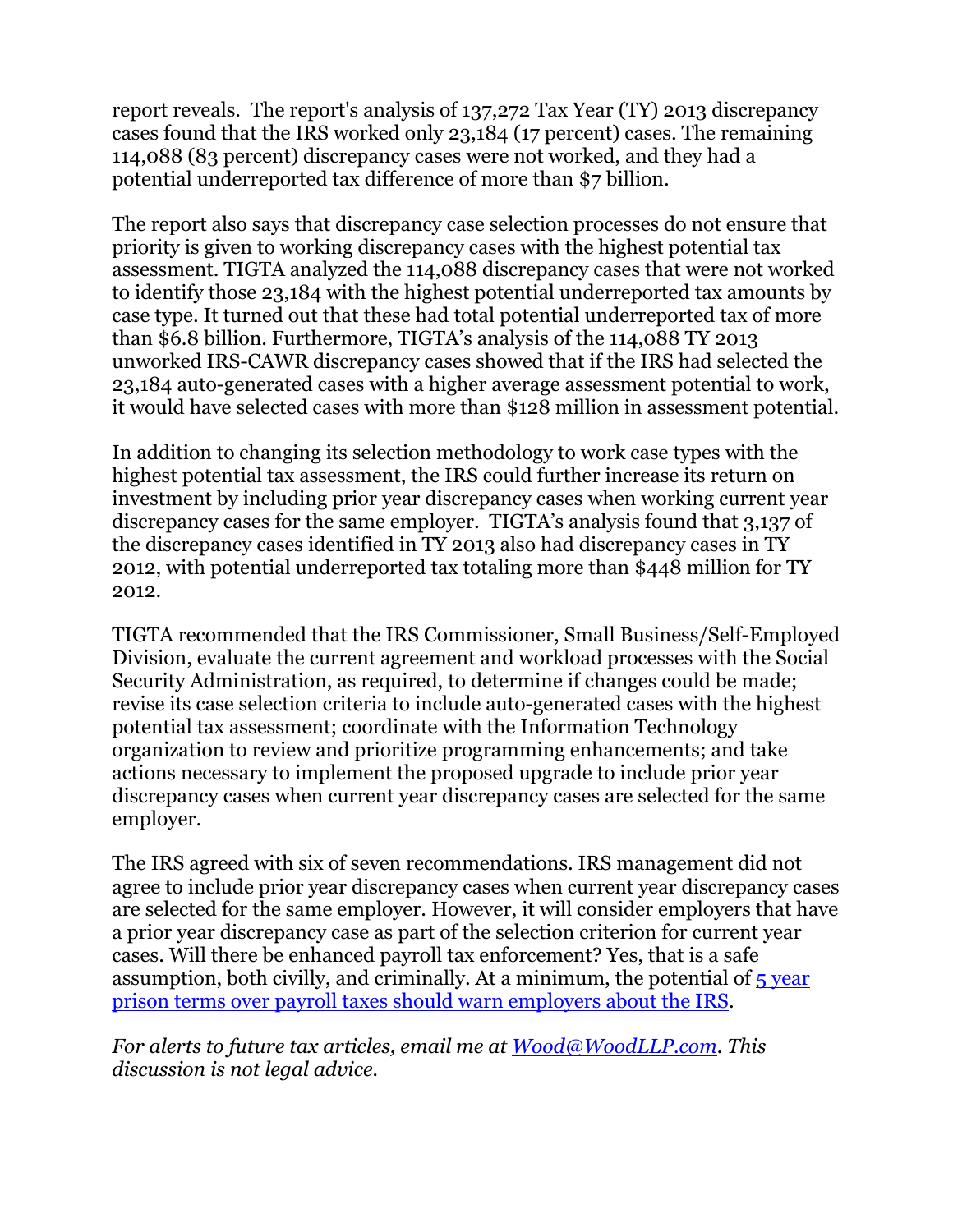report reveals.  The report's analysis of 137,272 Tax Year (TY) 2013 discrepancy cases found that the IRS worked only 23,184 (17 percent) cases. The remaining 114,088 (83 percent) discrepancy cases were not worked, and they had a potential underreported tax difference of more than $7 billion.

The report also says that discrepancy case selection processes do not ensure that priority is given to working discrepancy cases with the highest potential tax assessment. TIGTA analyzed the 114,088 discrepancy cases that were not worked to identify those 23,184 with the highest potential underreported tax amounts by case type. It turned out that these had total potential underreported tax of more than $6.8 billion. Furthermore, TIGTA's analysis of the 114,088 TY 2013 unworked IRS-CAWR discrepancy cases showed that if the IRS had selected the 23,184 auto-generated cases with a higher average assessment potential to work, it would have selected cases with more than $128 million in assessment potential.

In addition to changing its selection methodology to work case types with the highest potential tax assessment, the IRS could further increase its return on investment by including prior year discrepancy cases when working current year discrepancy cases for the same employer.  TIGTA's analysis found that 3,137 of the discrepancy cases identified in TY 2013 also had discrepancy cases in TY 2012, with potential underreported tax totaling more than $448 million for TY 2012.

TIGTA recommended that the IRS Commissioner, Small Business/Self-Employed Division, evaluate the current agreement and workload processes with the Social Security Administration, as required, to determine if changes could be made; revise its case selection criteria to include auto-generated cases with the highest potential tax assessment; coordinate with the Information Technology organization to review and prioritize programming enhancements; and take actions necessary to implement the proposed upgrade to include prior year discrepancy cases when current year discrepancy cases are selected for the same employer.

The IRS agreed with six of seven recommendations. IRS management did not agree to include prior year discrepancy cases when current year discrepancy cases are selected for the same employer. However, it will consider employers that have a prior year discrepancy case as part of the selection criterion for current year cases. Will there be enhanced payroll tax enforcement? Yes, that is a safe assumption, both civilly, and criminally. At a minimum, the potential of [5 year prison terms over payroll taxes should warn employers about the IRS].

*For alerts to future tax articles, email me at [Wood@WoodLLP.com]. This discussion is not legal advice.*